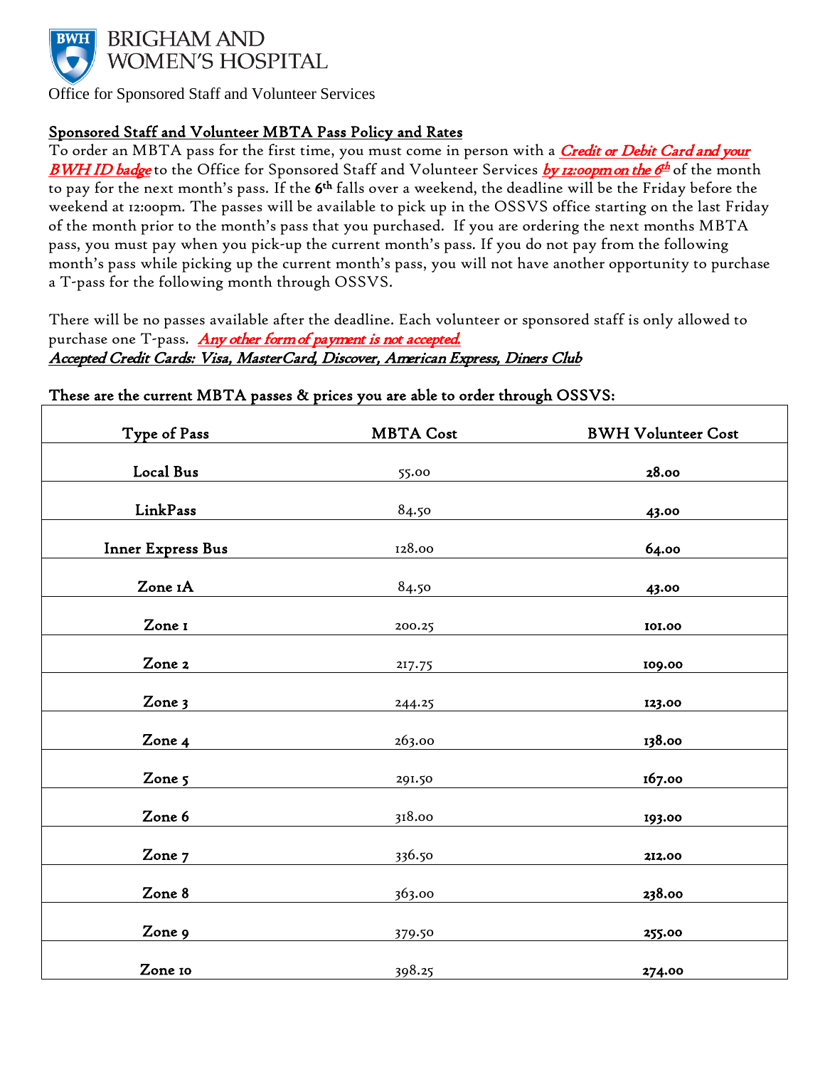BRIGHAM AND WOMEN'S HOSPITAL

Office for Sponsored Staff and Volunteer Services

## Sponsored Staff and Volunteer MBTA Pass Policy and Rates

To order an MBTA pass for the first time, you must come in person with a ***Credit or Debit Card and your BWH ID badge*** to the Office for Sponsored Staff and Volunteer Services ***by 12:00pm on the 6th*** of the month to pay for the next month's pass. If the **6th** falls over a weekend, the deadline will be the Friday before the weekend at 12:00pm. The passes will be available to pick up in the OSSVS office starting on the last Friday of the month prior to the month's pass that you purchased. If you are ordering the next months MBTA pass, you must pay when you pick-up the current month's pass. If you do not pay from the following month's pass while picking up the current month's pass, you will not have another opportunity to purchase a T-pass for the following month through OSSVS.

There will be no passes available after the deadline. Each volunteer or sponsored staff is only allowed to purchase one T-pass. ***Any other form of payment is not accepted.***

*Accepted Credit Cards: Visa, MasterCard, Discover, American Express, Diners Club*

**These are the current MBTA passes & prices you are able to order through OSSVS:**

| Type of Pass | MBTA Cost | BWH Volunteer Cost |
|---|---|---|
| **Local Bus** | 55.00 | **28.00** |
| **LinkPass** | 84.50 | **43.00** |
| **Inner Express Bus** | 128.00 | **64.00** |
| **Zone 1A** | 84.50 | **43.00** |
| **Zone 1** | 200.25 | **101.00** |
| **Zone 2** | 217.75 | **109.00** |
| **Zone 3** | 244.25 | **123.00** |
| **Zone 4** | 263.00 | **138.00** |
| **Zone 5** | 291.50 | **167.00** |
| **Zone 6** | 318.00 | **193.00** |
| **Zone 7** | 336.50 | **212.00** |
| **Zone 8** | 363.00 | **238.00** |
| **Zone 9** | 379.50 | **255.00** |
| **Zone 10** | 398.25 | **274.00** |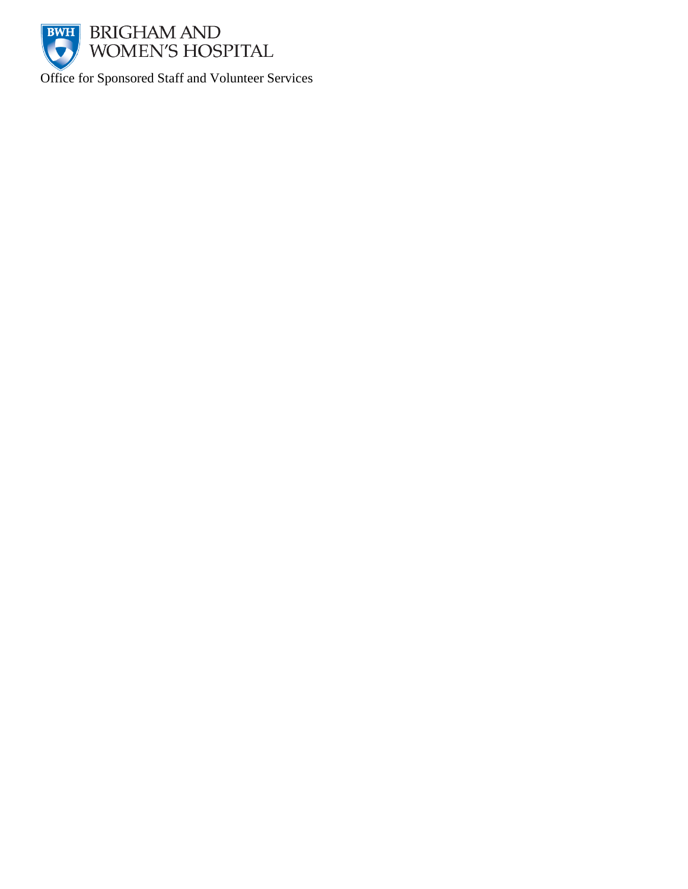BRIGHAM AND WOMEN'S HOSPITAL

Office for Sponsored Staff and Volunteer Services